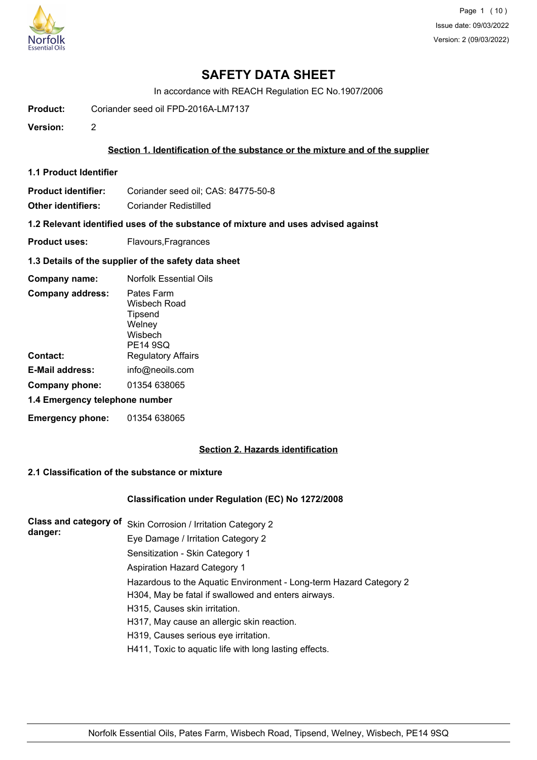# SAFETY DATA SHEET

In accordance with REACH Regulation EC No.1907/2006

**Product:** Coriander seed oil FPD-2016A-LM7137

**Version:** 2

## Section 1. Identification of the substance or the mixture and of the supplier

### 1.1 Product Identifier

**Product identifier:** Coriander seed oil; CAS: 84775-50-8

**Other identifiers:** Coriander Redistilled

### 1.2 Relevant identified uses of the substance of mixture and uses advised against

**Product uses:** Flavours,Fragrances

### 1.3 Details of the supplier of the safety data sheet

**Company name:** Norfolk Essential Oils

**Company address:** Pates Farm
Wisbech Road
Tipsend
Welney
Wisbech
PE14 9SQ

**Contact:** Regulatory Affairs

**E-Mail address:** info@neoils.com

**Company phone:** 01354 638065

### 1.4 Emergency telephone number

**Emergency phone:** 01354 638065

## Section 2. Hazards identification

### 2.1 Classification of the substance or mixture

**Classification under Regulation (EC) No 1272/2008**

**Class and category of danger:**

Skin Corrosion / Irritation Category 2
Eye Damage / Irritation Category 2
Sensitization - Skin Category 1
Aspiration Hazard Category 1
Hazardous to the Aquatic Environment - Long-term Hazard Category 2
H304, May be fatal if swallowed and enters airways.
H315, Causes skin irritation.
H317, May cause an allergic skin reaction.
H319, Causes serious eye irritation.
H411, Toxic to aquatic life with long lasting effects.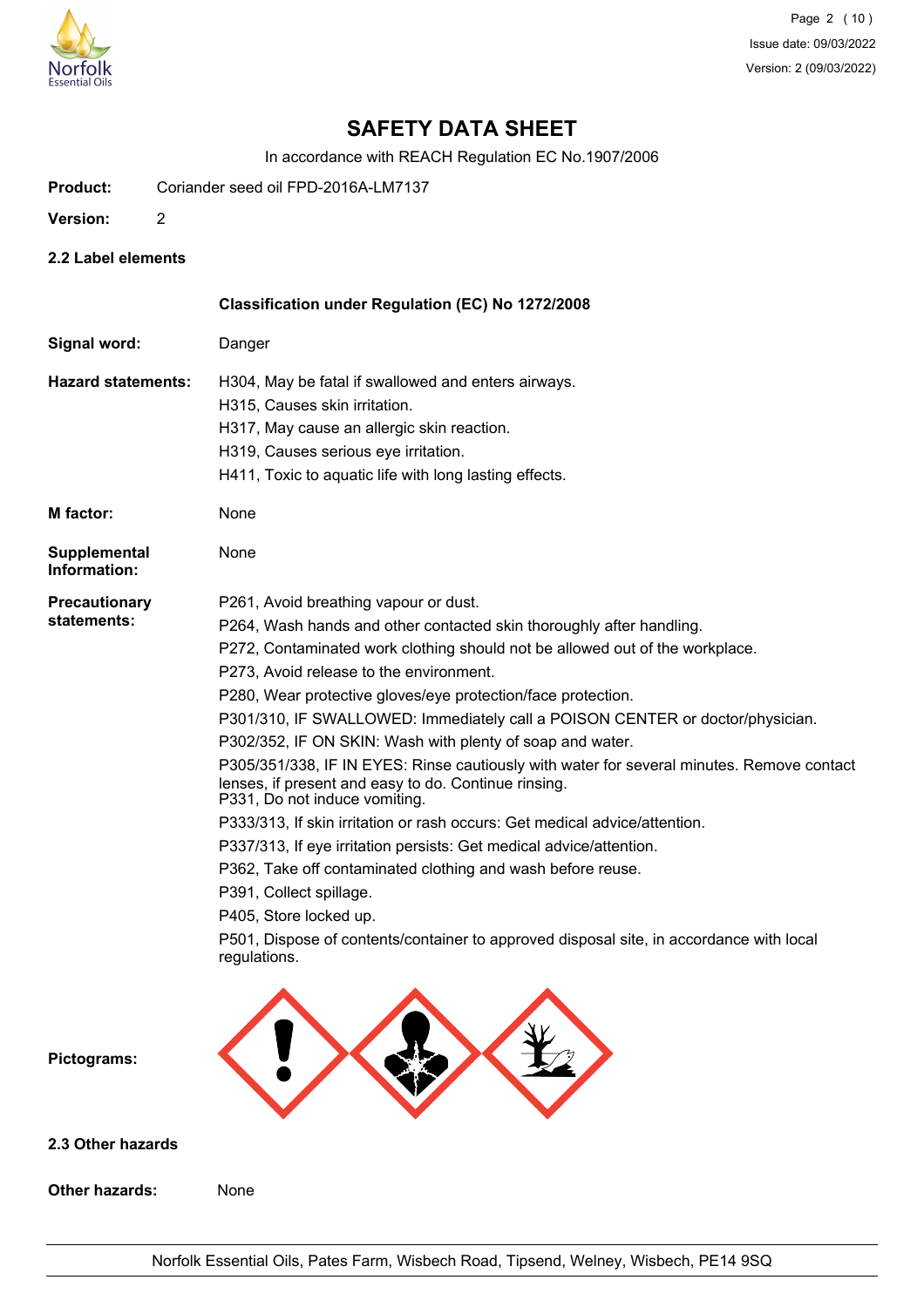# SAFETY DATA SHEET

In accordance with REACH Regulation EC No.1907/2006

**Product:** Coriander seed oil FPD-2016A-LM7137

**Version:** 2

## 2.2 Label elements

**Classification under Regulation (EC) No 1272/2008**

**Signal word:** Danger

**Hazard statements:**
H304, May be fatal if swallowed and enters airways.
H315, Causes skin irritation.
H317, May cause an allergic skin reaction.
H319, Causes serious eye irritation.
H411, Toxic to aquatic life with long lasting effects.

**M factor:** None

**Supplemental Information:** None

**Precautionary statements:**
P261, Avoid breathing vapour or dust.
P264, Wash hands and other contacted skin thoroughly after handling.
P272, Contaminated work clothing should not be allowed out of the workplace.
P273, Avoid release to the environment.
P280, Wear protective gloves/eye protection/face protection.
P301/310, IF SWALLOWED: Immediately call a POISON CENTER or doctor/physician.
P302/352, IF ON SKIN: Wash with plenty of soap and water.
P305/351/338, IF IN EYES: Rinse cautiously with water for several minutes. Remove contact lenses, if present and easy to do. Continue rinsing.
P331, Do not induce vomiting.
P333/313, If skin irritation or rash occurs: Get medical advice/attention.
P337/313, If eye irritation persists: Get medical advice/attention.
P362, Take off contaminated clothing and wash before reuse.
P391, Collect spillage.
P405, Store locked up.
P501, Dispose of contents/container to approved disposal site, in accordance with local regulations.

**Pictograms:**

## 2.3 Other hazards

**Other hazards:** None

Norfolk Essential Oils, Pates Farm, Wisbech Road, Tipsend, Welney, Wisbech, PE14 9SQ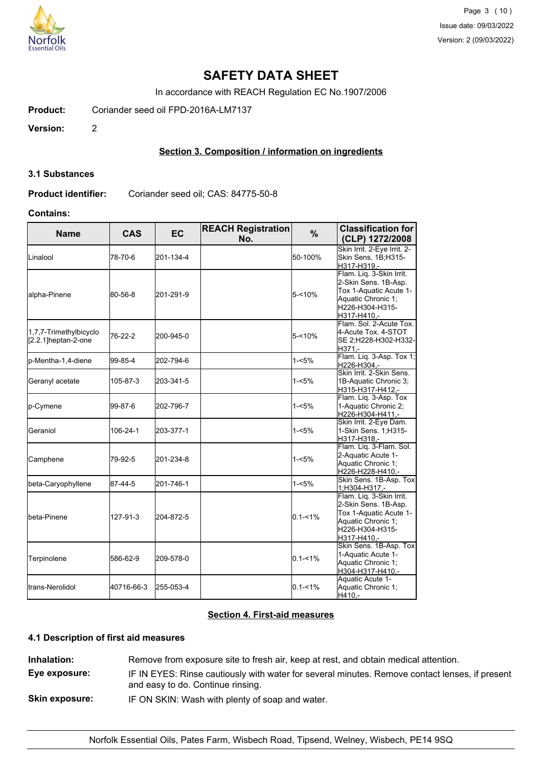# SAFETY DATA SHEET

In accordance with REACH Regulation EC No.1907/2006

**Product:** Coriander seed oil FPD-2016A-LM7137

**Version:** 2

## Section 3. Composition / information on ingredients

### 3.1 Substances

**Product identifier:** Coriander seed oil; CAS: 84775-50-8

**Contains:**

| Name | CAS | EC | REACH Registration No. | % | Classification for (CLP) 1272/2008 |
|---|---|---|---|---|---|
| Linalool | 78-70-6 | 201-134-4 | | 50-100% | Skin Irrit. 2-Eye Irrit. 2-Skin Sens. 1B;H315-H317-H319,- |
| alpha-Pinene | 80-56-8 | 201-291-9 | | 5-<10% | Flam. Liq. 3-Skin Irrit. 2-Skin Sens. 1B-Asp. Tox 1-Aquatic Acute 1-Aquatic Chronic 1; H226-H304-H315-H317-H410,- |
| 1,7,7-Trimethylbicyclo [2.2.1]heptan-2-one | 76-22-2 | 200-945-0 | | 5-<10% | Flam. Sol. 2-Acute Tox. 4-Acute Tox. 4-STOT SE 2;H228-H302-H332-H371,- |
| p-Mentha-1,4-diene | 99-85-4 | 202-794-6 | | 1-<5% | Flam. Liq. 3-Asp. Tox 1; H226-H304,- |
| Geranyl acetate | 105-87-3 | 203-341-5 | | 1-<5% | Skin Irrit. 2-Skin Sens. 1B-Aquatic Chronic 3; H315-H317-H412,- |
| p-Cymene | 99-87-6 | 202-796-7 | | 1-<5% | Flam. Liq. 3-Asp. Tox 1-Aquatic Chronic 2; H226-H304-H411,- |
| Geraniol | 106-24-1 | 203-377-1 | | 1-<5% | Skin Irrit. 2-Eye Dam. 1-Skin Sens. 1;H315-H317-H318,- |
| Camphene | 79-92-5 | 201-234-8 | | 1-<5% | Flam. Liq. 3-Flam. Sol. 2-Aquatic Acute 1-Aquatic Chronic 1; H226-H228-H410,- |
| beta-Caryophyllene | 87-44-5 | 201-746-1 | | 1-<5% | Skin Sens. 1B-Asp. Tox 1;H304-H317,- |
| beta-Pinene | 127-91-3 | 204-872-5 | | 0.1-<1% | Flam. Liq. 3-Skin Irrit. 2-Skin Sens. 1B-Asp. Tox 1-Aquatic Acute 1-Aquatic Chronic 1; H226-H304-H315-H317-H410,- |
| Terpinolene | 586-62-9 | 209-578-0 | | 0.1-<1% | Skin Sens. 1B-Asp. Tox 1-Aquatic Acute 1-Aquatic Chronic 1; H304-H317-H410,- |
| trans-Nerolidol | 40716-66-3 | 255-053-4 | | 0.1-<1% | Aquatic Acute 1-Aquatic Chronic 1; H410,- |

## Section 4. First-aid measures

### 4.1 Description of first aid measures

**Inhalation:** Remove from exposure site to fresh air, keep at rest, and obtain medical attention.

**Eye exposure:** IF IN EYES: Rinse cautiously with water for several minutes. Remove contact lenses, if present and easy to do. Continue rinsing.

**Skin exposure:** IF ON SKIN: Wash with plenty of soap and water.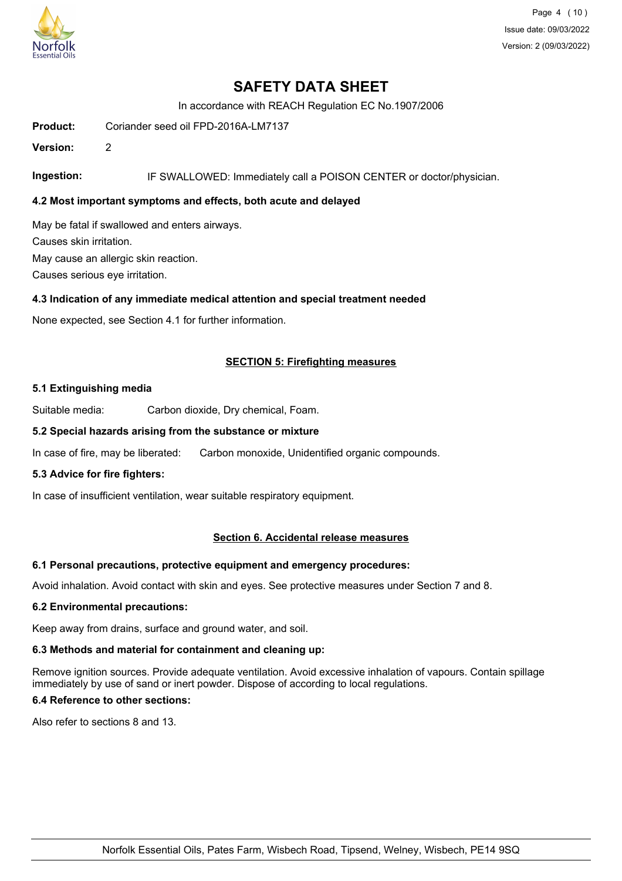# SAFETY DATA SHEET

In accordance with REACH Regulation EC No.1907/2006

**Product:** Coriander seed oil FPD-2016A-LM7137

**Version:** 2

**Ingestion:** IF SWALLOWED: Immediately call a POISON CENTER or doctor/physician.

### 4.2 Most important symptoms and effects, both acute and delayed

May be fatal if swallowed and enters airways.

Causes skin irritation.

May cause an allergic skin reaction.

Causes serious eye irritation.

### 4.3 Indication of any immediate medical attention and special treatment needed

None expected, see Section 4.1 for further information.

## SECTION 5: Firefighting measures

### 5.1 Extinguishing media

Suitable media: Carbon dioxide, Dry chemical, Foam.

### 5.2 Special hazards arising from the substance or mixture

In case of fire, may be liberated: Carbon monoxide, Unidentified organic compounds.

### 5.3 Advice for fire fighters:

In case of insufficient ventilation, wear suitable respiratory equipment.

## Section 6. Accidental release measures

### 6.1 Personal precautions, protective equipment and emergency procedures:

Avoid inhalation. Avoid contact with skin and eyes. See protective measures under Section 7 and 8.

### 6.2 Environmental precautions:

Keep away from drains, surface and ground water, and soil.

### 6.3 Methods and material for containment and cleaning up:

Remove ignition sources. Provide adequate ventilation. Avoid excessive inhalation of vapours. Contain spillage immediately by use of sand or inert powder. Dispose of according to local regulations.

### 6.4 Reference to other sections:

Also refer to sections 8 and 13.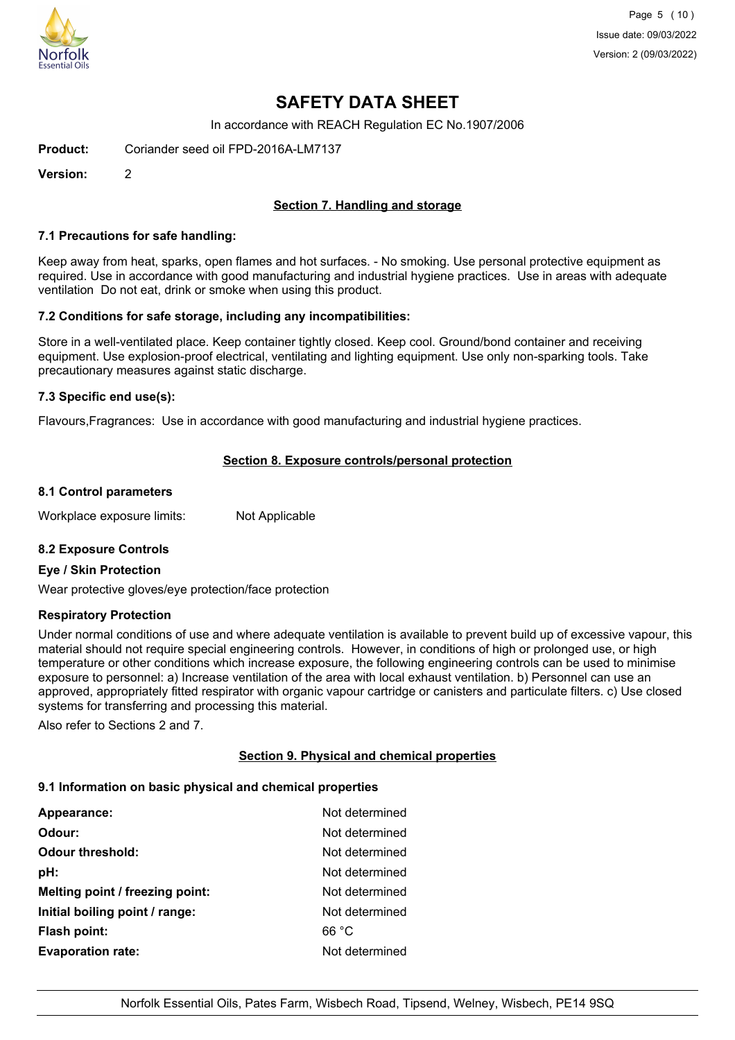# SAFETY DATA SHEET

In accordance with REACH Regulation EC No.1907/2006

**Product:** Coriander seed oil FPD-2016A-LM7137

**Version:** 2

## Section 7. Handling and storage

### 7.1 Precautions for safe handling:

Keep away from heat, sparks, open flames and hot surfaces. - No smoking. Use personal protective equipment as required. Use in accordance with good manufacturing and industrial hygiene practices. Use in areas with adequate ventilation Do not eat, drink or smoke when using this product.

### 7.2 Conditions for safe storage, including any incompatibilities:

Store in a well-ventilated place. Keep container tightly closed. Keep cool. Ground/bond container and receiving equipment. Use explosion-proof electrical, ventilating and lighting equipment. Use only non-sparking tools. Take precautionary measures against static discharge.

### 7.3 Specific end use(s):

Flavours,Fragrances: Use in accordance with good manufacturing and industrial hygiene practices.

## Section 8. Exposure controls/personal protection

### 8.1 Control parameters

Workplace exposure limits: Not Applicable

### 8.2 Exposure Controls

**Eye / Skin Protection**

Wear protective gloves/eye protection/face protection

**Respiratory Protection**

Under normal conditions of use and where adequate ventilation is available to prevent build up of excessive vapour, this material should not require special engineering controls. However, in conditions of high or prolonged use, or high temperature or other conditions which increase exposure, the following engineering controls can be used to minimise exposure to personnel: a) Increase ventilation of the area with local exhaust ventilation. b) Personnel can use an approved, appropriately fitted respirator with organic vapour cartridge or canisters and particulate filters. c) Use closed systems for transferring and processing this material.

Also refer to Sections 2 and 7.

## Section 9. Physical and chemical properties

### 9.1 Information on basic physical and chemical properties

| | |
|---|---|
| **Appearance:** | Not determined |
| **Odour:** | Not determined |
| **Odour threshold:** | Not determined |
| **pH:** | Not determined |
| **Melting point / freezing point:** | Not determined |
| **Initial boiling point / range:** | Not determined |
| **Flash point:** | 66 °C |
| **Evaporation rate:** | Not determined |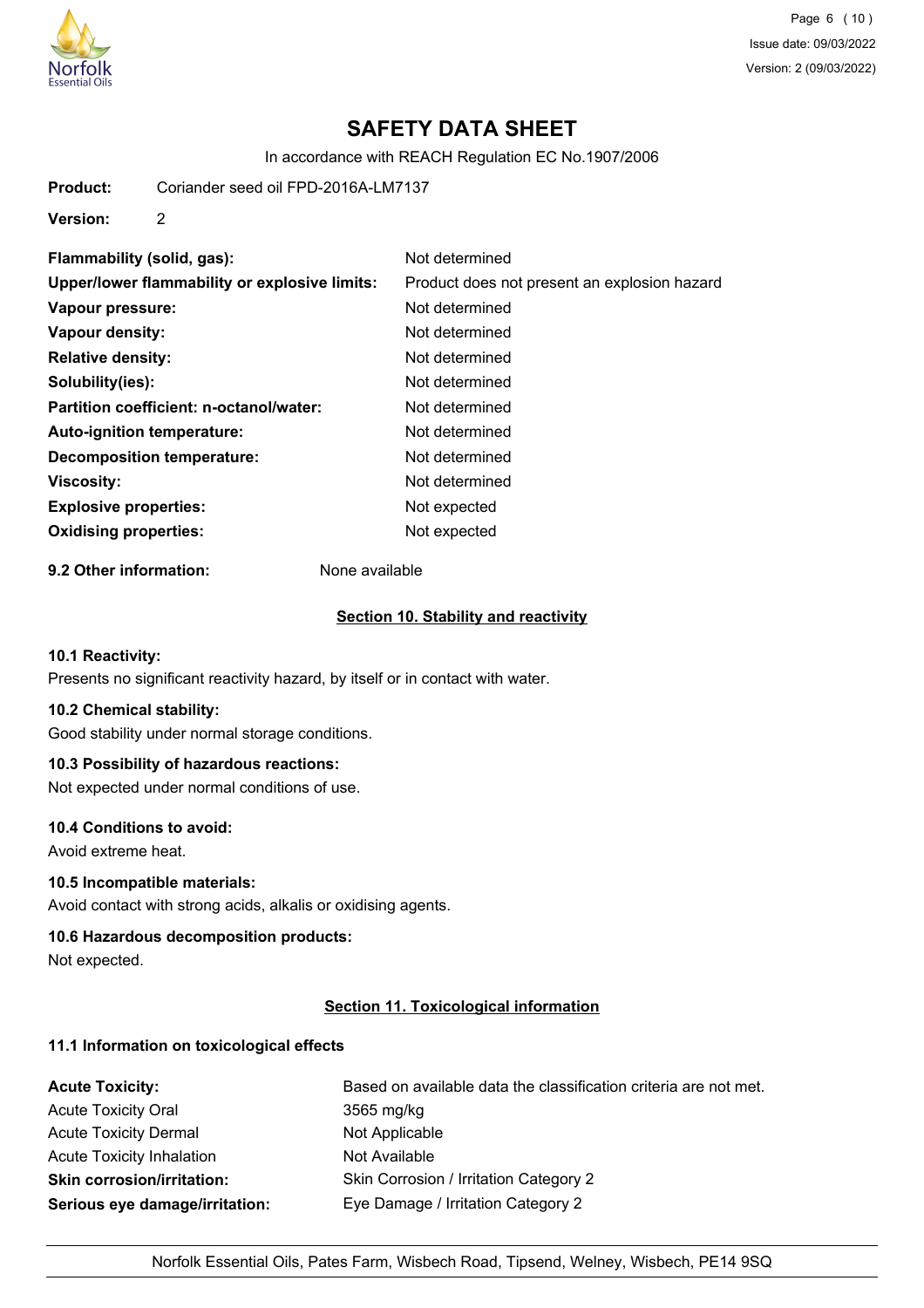**Product:** Coriander seed oil FPD-2016A-LM7137

**Version:** 2

| | |
|---|---|
| **Flammability (solid, gas):** | Not determined |
| **Upper/lower flammability or explosive limits:** | Product does not present an explosion hazard |
| **Vapour pressure:** | Not determined |
| **Vapour density:** | Not determined |
| **Relative density:** | Not determined |
| **Solubility(ies):** | Not determined |
| **Partition coefficient: n-octanol/water:** | Not determined |
| **Auto-ignition temperature:** | Not determined |
| **Decomposition temperature:** | Not determined |
| **Viscosity:** | Not determined |
| **Explosive properties:** | Not expected |
| **Oxidising properties:** | Not expected |

**9.2 Other information:** None available

## Section 10. Stability and reactivity

**10.1 Reactivity:**

Presents no significant reactivity hazard, by itself or in contact with water.

**10.2 Chemical stability:**

Good stability under normal storage conditions.

**10.3 Possibility of hazardous reactions:**

Not expected under normal conditions of use.

**10.4 Conditions to avoid:**

Avoid extreme heat.

**10.5 Incompatible materials:**

Avoid contact with strong acids, alkalis or oxidising agents.

**10.6 Hazardous decomposition products:**

Not expected.

## Section 11. Toxicological information

**11.1 Information on toxicological effects**

| | |
|---|---|
| **Acute Toxicity:** | Based on available data the classification criteria are not met. |
| Acute Toxicity Oral | 3565 mg/kg |
| Acute Toxicity Dermal | Not Applicable |
| Acute Toxicity Inhalation | Not Available |
| **Skin corrosion/irritation:** | Skin Corrosion / Irritation Category 2 |
| **Serious eye damage/irritation:** | Eye Damage / Irritation Category 2 |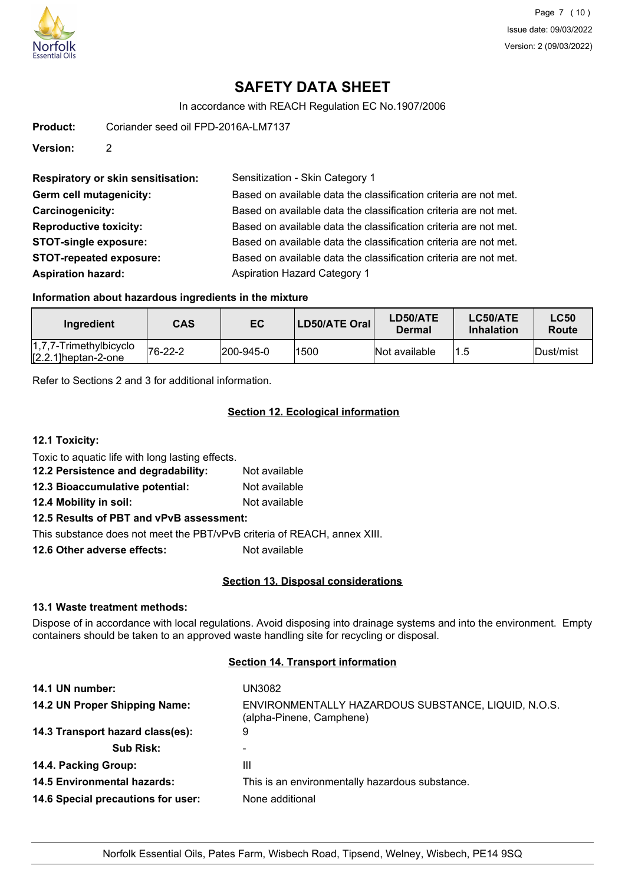# SAFETY DATA SHEET

In accordance with REACH Regulation EC No.1907/2006

**Product:** Coriander seed oil FPD-2016A-LM7137

**Version:** 2

| | |
|---|---|
| **Respiratory or skin sensitisation:** | Sensitization - Skin Category 1 |
| **Germ cell mutagenicity:** | Based on available data the classification criteria are not met. |
| **Carcinogenicity:** | Based on available data the classification criteria are not met. |
| **Reproductive toxicity:** | Based on available data the classification criteria are not met. |
| **STOT-single exposure:** | Based on available data the classification criteria are not met. |
| **STOT-repeated exposure:** | Based on available data the classification criteria are not met. |
| **Aspiration hazard:** | Aspiration Hazard Category 1 |

### Information about hazardous ingredients in the mixture

| Ingredient | CAS | EC | LD50/ATE Oral | LD50/ATE Dermal | LC50/ATE Inhalation | LC50 Route |
|---|---|---|---|---|---|---|
| 1,7,7-Trimethylbicyclo [2.2.1]heptan-2-one | 76-22-2 | 200-945-0 | 1500 | Not available | 1.5 | Dust/mist |

Refer to Sections 2 and 3 for additional information.

## Section 12. Ecological information

### 12.1 Toxicity:

Toxic to aquatic life with long lasting effects.

**12.2 Persistence and degradability:** Not available

**12.3 Bioaccumulative potential:** Not available

**12.4 Mobility in soil:** Not available

**12.5 Results of PBT and vPvB assessment:**

This substance does not meet the PBT/vPvB criteria of REACH, annex XIII.

**12.6 Other adverse effects:** Not available

## Section 13. Disposal considerations

### 13.1 Waste treatment methods:

Dispose of in accordance with local regulations. Avoid disposing into drainage systems and into the environment. Empty containers should be taken to an approved waste handling site for recycling or disposal.

## Section 14. Transport information

| | |
|---|---|
| **14.1 UN number:** | UN3082 |
| **14.2 UN Proper Shipping Name:** | ENVIRONMENTALLY HAZARDOUS SUBSTANCE, LIQUID, N.O.S. (alpha-Pinene, Camphene) |
| **14.3 Transport hazard class(es):** | 9 |
| **Sub Risk:** | - |
| **14.4. Packing Group:** | III |
| **14.5 Environmental hazards:** | This is an environmentally hazardous substance. |
| **14.6 Special precautions for user:** | None additional |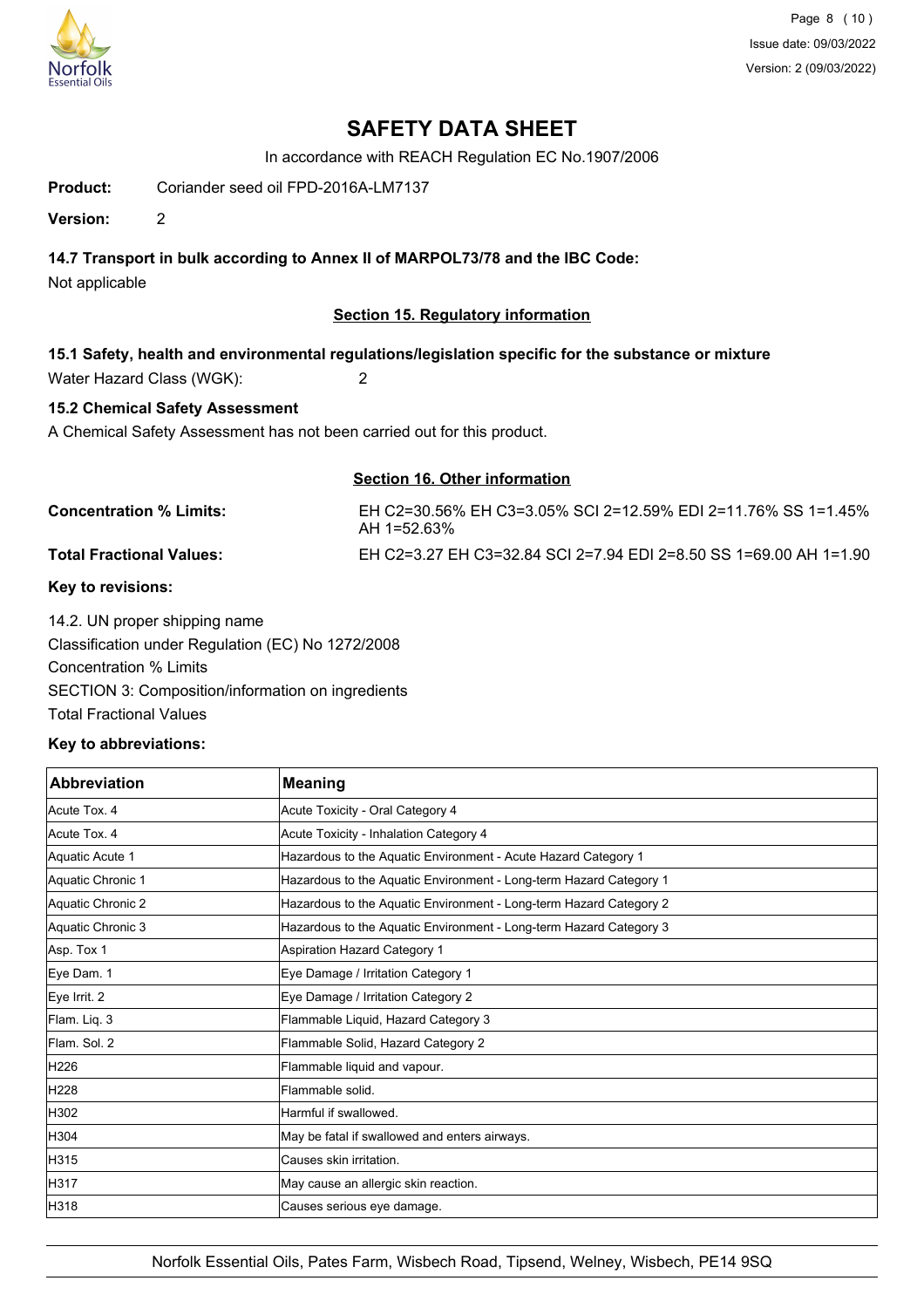# SAFETY DATA SHEET

In accordance with REACH Regulation EC No.1907/2006

**Product:** Coriander seed oil FPD-2016A-LM7137

**Version:** 2

### 14.7 Transport in bulk according to Annex II of MARPOL73/78 and the IBC Code:

Not applicable

## Section 15. Regulatory information

### 15.1 Safety, health and environmental regulations/legislation specific for the substance or mixture

Water Hazard Class (WGK): 2

### 15.2 Chemical Safety Assessment

A Chemical Safety Assessment has not been carried out for this product.

## Section 16. Other information

**Concentration % Limits:** EH C2=30.56% EH C3=3.05% SCI 2=12.59% EDI 2=11.76% SS 1=1.45% AH 1=52.63%

**Total Fractional Values:** EH C2=3.27 EH C3=32.84 SCI 2=7.94 EDI 2=8.50 SS 1=69.00 AH 1=1.90

**Key to revisions:**

14.2. UN proper shipping name

Classification under Regulation (EC) No 1272/2008

Concentration % Limits

SECTION 3: Composition/information on ingredients

Total Fractional Values

**Key to abbreviations:**

| Abbreviation | Meaning |
|---|---|
| Acute Tox. 4 | Acute Toxicity - Oral Category 4 |
| Acute Tox. 4 | Acute Toxicity - Inhalation Category 4 |
| Aquatic Acute 1 | Hazardous to the Aquatic Environment - Acute Hazard Category 1 |
| Aquatic Chronic 1 | Hazardous to the Aquatic Environment - Long-term Hazard Category 1 |
| Aquatic Chronic 2 | Hazardous to the Aquatic Environment - Long-term Hazard Category 2 |
| Aquatic Chronic 3 | Hazardous to the Aquatic Environment - Long-term Hazard Category 3 |
| Asp. Tox 1 | Aspiration Hazard Category 1 |
| Eye Dam. 1 | Eye Damage / Irritation Category 1 |
| Eye Irrit. 2 | Eye Damage / Irritation Category 2 |
| Flam. Liq. 3 | Flammable Liquid, Hazard Category 3 |
| Flam. Sol. 2 | Flammable Solid, Hazard Category 2 |
| H226 | Flammable liquid and vapour. |
| H228 | Flammable solid. |
| H302 | Harmful if swallowed. |
| H304 | May be fatal if swallowed and enters airways. |
| H315 | Causes skin irritation. |
| H317 | May cause an allergic skin reaction. |
| H318 | Causes serious eye damage. |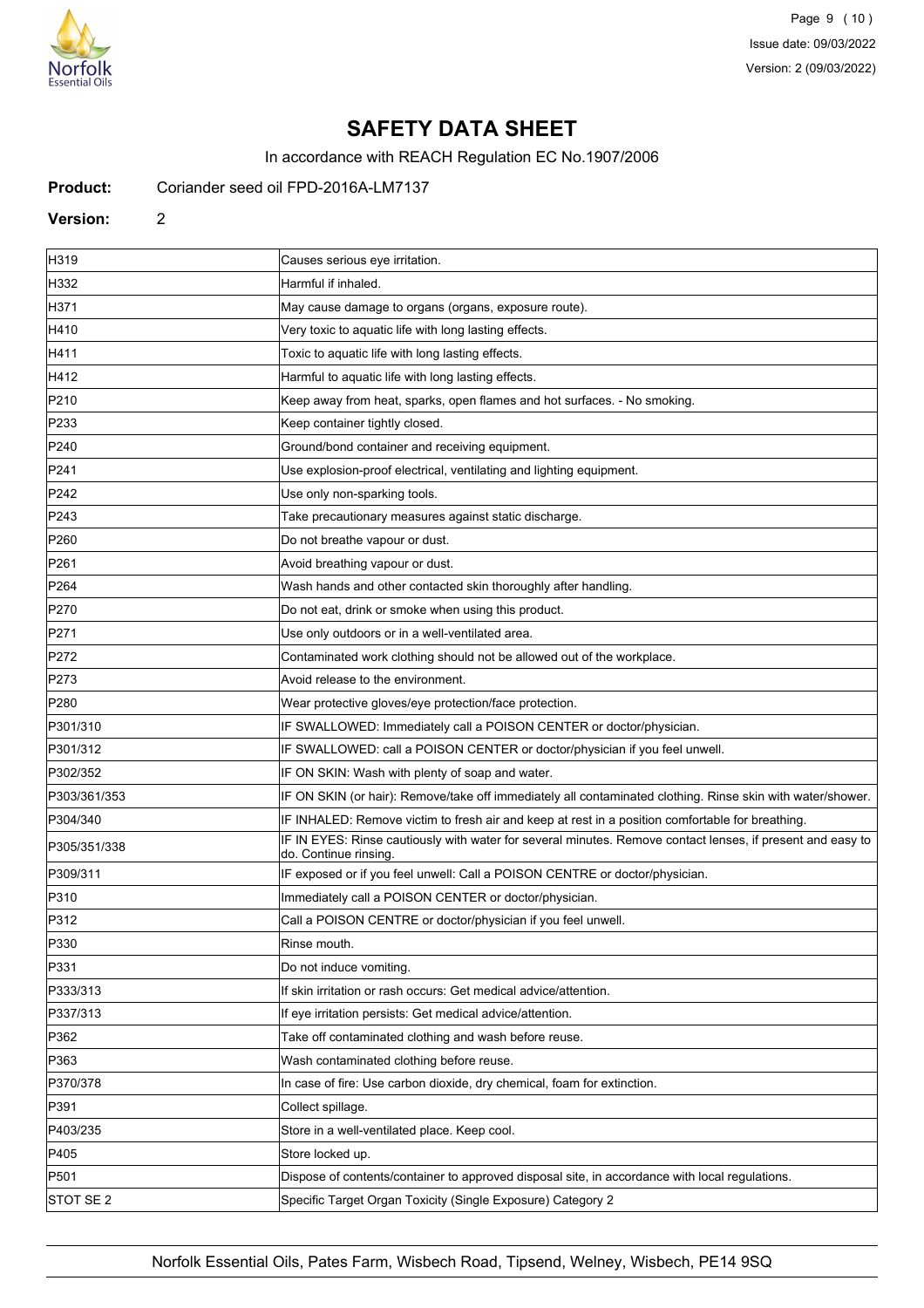# SAFETY DATA SHEET

In accordance with REACH Regulation EC No.1907/2006

**Product:** Coriander seed oil FPD-2016A-LM7137

**Version:** 2

| | |
|---|---|
| H319 | Causes serious eye irritation. |
| H332 | Harmful if inhaled. |
| H371 | May cause damage to organs (organs, exposure route). |
| H410 | Very toxic to aquatic life with long lasting effects. |
| H411 | Toxic to aquatic life with long lasting effects. |
| H412 | Harmful to aquatic life with long lasting effects. |
| P210 | Keep away from heat, sparks, open flames and hot surfaces. - No smoking. |
| P233 | Keep container tightly closed. |
| P240 | Ground/bond container and receiving equipment. |
| P241 | Use explosion-proof electrical, ventilating and lighting equipment. |
| P242 | Use only non-sparking tools. |
| P243 | Take precautionary measures against static discharge. |
| P260 | Do not breathe vapour or dust. |
| P261 | Avoid breathing vapour or dust. |
| P264 | Wash hands and other contacted skin thoroughly after handling. |
| P270 | Do not eat, drink or smoke when using this product. |
| P271 | Use only outdoors or in a well-ventilated area. |
| P272 | Contaminated work clothing should not be allowed out of the workplace. |
| P273 | Avoid release to the environment. |
| P280 | Wear protective gloves/eye protection/face protection. |
| P301/310 | IF SWALLOWED: Immediately call a POISON CENTER or doctor/physician. |
| P301/312 | IF SWALLOWED: call a POISON CENTER or doctor/physician if you feel unwell. |
| P302/352 | IF ON SKIN: Wash with plenty of soap and water. |
| P303/361/353 | IF ON SKIN (or hair): Remove/take off immediately all contaminated clothing. Rinse skin with water/shower. |
| P304/340 | IF INHALED: Remove victim to fresh air and keep at rest in a position comfortable for breathing. |
| P305/351/338 | IF IN EYES: Rinse cautiously with water for several minutes. Remove contact lenses, if present and easy to do. Continue rinsing. |
| P309/311 | IF exposed or if you feel unwell: Call a POISON CENTRE or doctor/physician. |
| P310 | Immediately call a POISON CENTER or doctor/physician. |
| P312 | Call a POISON CENTRE or doctor/physician if you feel unwell. |
| P330 | Rinse mouth. |
| P331 | Do not induce vomiting. |
| P333/313 | If skin irritation or rash occurs: Get medical advice/attention. |
| P337/313 | If eye irritation persists: Get medical advice/attention. |
| P362 | Take off contaminated clothing and wash before reuse. |
| P363 | Wash contaminated clothing before reuse. |
| P370/378 | In case of fire: Use carbon dioxide, dry chemical, foam for extinction. |
| P391 | Collect spillage. |
| P403/235 | Store in a well-ventilated place. Keep cool. |
| P405 | Store locked up. |
| P501 | Dispose of contents/container to approved disposal site, in accordance with local regulations. |
| STOT SE 2 | Specific Target Organ Toxicity (Single Exposure) Category 2 |

Norfolk Essential Oils, Pates Farm, Wisbech Road, Tipsend, Welney, Wisbech, PE14 9SQ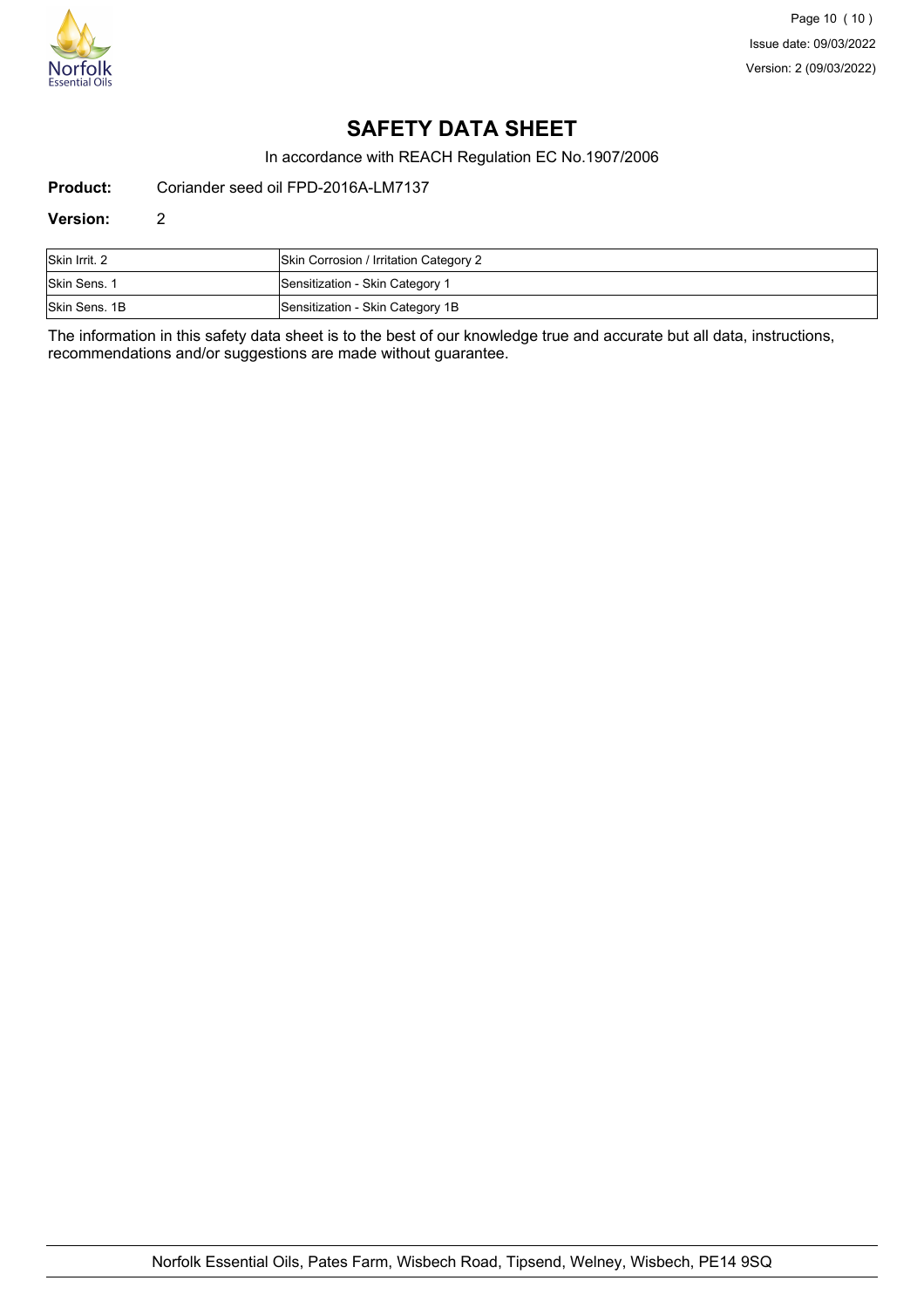| | |
|---|---|
| Skin Irrit. 2 | Skin Corrosion / Irritation Category 2 |
| Skin Sens. 1 | Sensitization - Skin Category 1 |
| Skin Sens. 1B | Sensitization - Skin Category 1B |

The information in this safety data sheet is to the best of our knowledge true and accurate but all data, instructions, recommendations and/or suggestions are made without guarantee.